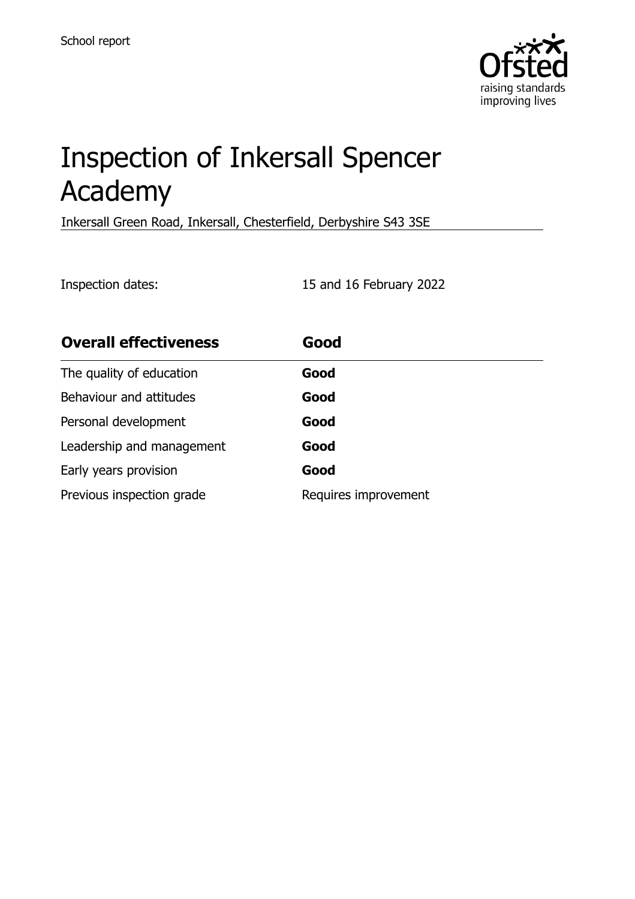School report

# Inspection of Inkersall Spencer Academy

Inkersall Green Road, Inkersall, Chesterfield, Derbyshire S43 3SE

Inspection dates: 15 and 16 February 2022

| **Overall effectiveness** | **Good** |
| --- | --- |
| The quality of education | **Good** |
| Behaviour and attitudes | **Good** |
| Personal development | **Good** |
| Leadership and management | **Good** |
| Early years provision | **Good** |
| Previous inspection grade | Requires improvement |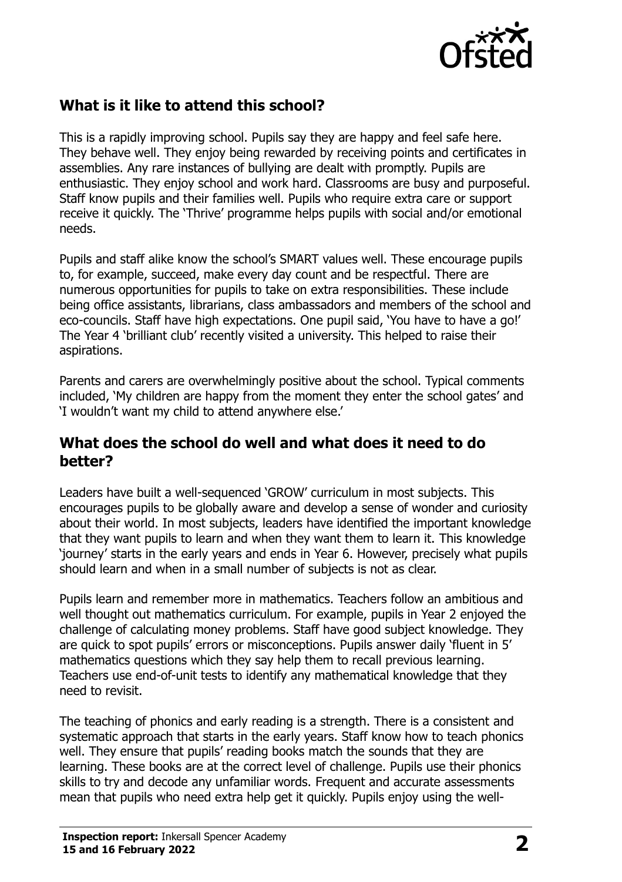## What is it like to attend this school?

This is a rapidly improving school. Pupils say they are happy and feel safe here. They behave well. They enjoy being rewarded by receiving points and certificates in assemblies. Any rare instances of bullying are dealt with promptly. Pupils are enthusiastic. They enjoy school and work hard. Classrooms are busy and purposeful. Staff know pupils and their families well. Pupils who require extra care or support receive it quickly. The 'Thrive' programme helps pupils with social and/or emotional needs.

Pupils and staff alike know the school's SMART values well. These encourage pupils to, for example, succeed, make every day count and be respectful. There are numerous opportunities for pupils to take on extra responsibilities. These include being office assistants, librarians, class ambassadors and members of the school and eco-councils. Staff have high expectations. One pupil said, 'You have to have a go!' The Year 4 'brilliant club' recently visited a university. This helped to raise their aspirations.

Parents and carers are overwhelmingly positive about the school. Typical comments included, 'My children are happy from the moment they enter the school gates' and 'I wouldn't want my child to attend anywhere else.'

## What does the school do well and what does it need to do better?

Leaders have built a well-sequenced 'GROW' curriculum in most subjects. This encourages pupils to be globally aware and develop a sense of wonder and curiosity about their world. In most subjects, leaders have identified the important knowledge that they want pupils to learn and when they want them to learn it. This knowledge 'journey' starts in the early years and ends in Year 6. However, precisely what pupils should learn and when in a small number of subjects is not as clear.

Pupils learn and remember more in mathematics. Teachers follow an ambitious and well thought out mathematics curriculum. For example, pupils in Year 2 enjoyed the challenge of calculating money problems. Staff have good subject knowledge. They are quick to spot pupils' errors or misconceptions. Pupils answer daily 'fluent in 5' mathematics questions which they say help them to recall previous learning. Teachers use end-of-unit tests to identify any mathematical knowledge that they need to revisit.

The teaching of phonics and early reading is a strength. There is a consistent and systematic approach that starts in the early years. Staff know how to teach phonics well. They ensure that pupils' reading books match the sounds that they are learning. These books are at the correct level of challenge. Pupils use their phonics skills to try and decode any unfamiliar words. Frequent and accurate assessments mean that pupils who need extra help get it quickly. Pupils enjoy using the well-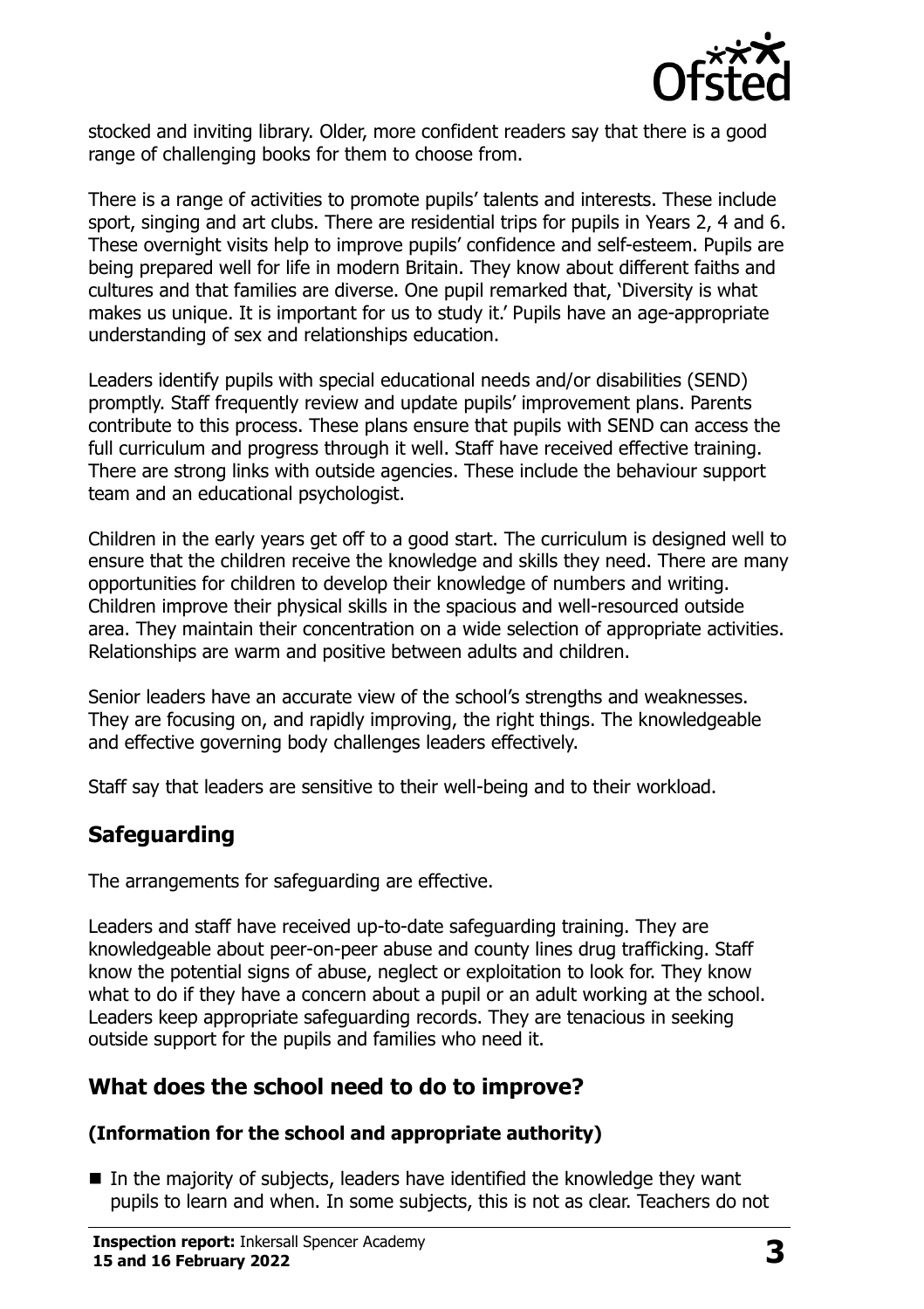stocked and inviting library. Older, more confident readers say that there is a good range of challenging books for them to choose from.

There is a range of activities to promote pupils' talents and interests. These include sport, singing and art clubs. There are residential trips for pupils in Years 2, 4 and 6. These overnight visits help to improve pupils' confidence and self-esteem. Pupils are being prepared well for life in modern Britain. They know about different faiths and cultures and that families are diverse. One pupil remarked that, 'Diversity is what makes us unique. It is important for us to study it.' Pupils have an age-appropriate understanding of sex and relationships education.

Leaders identify pupils with special educational needs and/or disabilities (SEND) promptly. Staff frequently review and update pupils' improvement plans. Parents contribute to this process. These plans ensure that pupils with SEND can access the full curriculum and progress through it well. Staff have received effective training. There are strong links with outside agencies. These include the behaviour support team and an educational psychologist.

Children in the early years get off to a good start. The curriculum is designed well to ensure that the children receive the knowledge and skills they need. There are many opportunities for children to develop their knowledge of numbers and writing. Children improve their physical skills in the spacious and well-resourced outside area. They maintain their concentration on a wide selection of appropriate activities. Relationships are warm and positive between adults and children.

Senior leaders have an accurate view of the school's strengths and weaknesses. They are focusing on, and rapidly improving, the right things. The knowledgeable and effective governing body challenges leaders effectively.

Staff say that leaders are sensitive to their well-being and to their workload.

## Safeguarding

The arrangements for safeguarding are effective.

Leaders and staff have received up-to-date safeguarding training. They are knowledgeable about peer-on-peer abuse and county lines drug trafficking. Staff know the potential signs of abuse, neglect or exploitation to look for. They know what to do if they have a concern about a pupil or an adult working at the school. Leaders keep appropriate safeguarding records. They are tenacious in seeking outside support for the pupils and families who need it.

## What does the school need to do to improve?

**(Information for the school and appropriate authority)**

- In the majority of subjects, leaders have identified the knowledge they want pupils to learn and when. In some subjects, this is not as clear. Teachers do not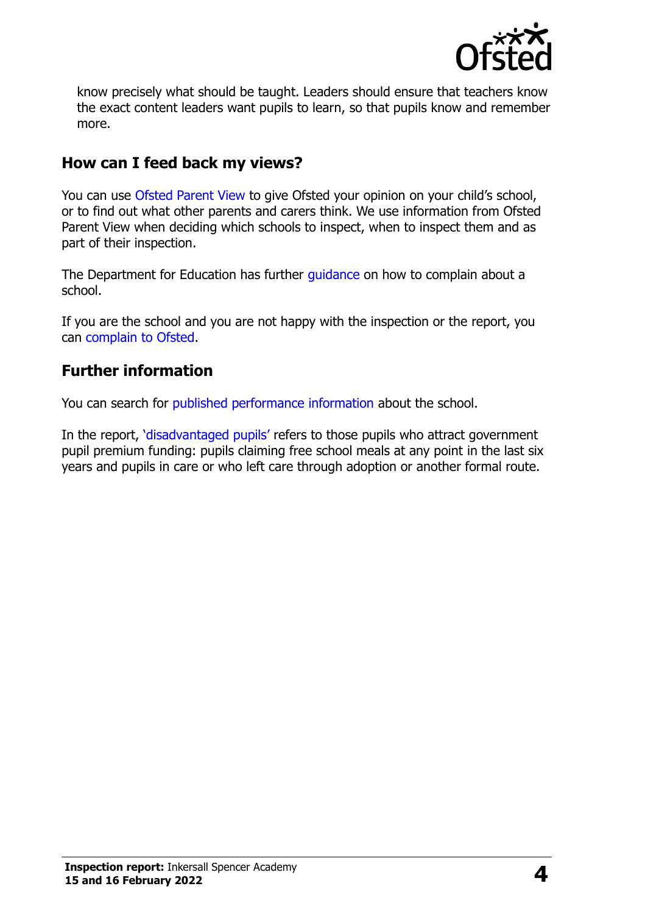know precisely what should be taught. Leaders should ensure that teachers know the exact content leaders want pupils to learn, so that pupils know and remember more.

## How can I feed back my views?

You can use Ofsted Parent View to give Ofsted your opinion on your child's school, or to find out what other parents and carers think. We use information from Ofsted Parent View when deciding which schools to inspect, when to inspect them and as part of their inspection.

The Department for Education has further guidance on how to complain about a school.

If you are the school and you are not happy with the inspection or the report, you can complain to Ofsted.

## Further information

You can search for published performance information about the school.

In the report, 'disadvantaged pupils' refers to those pupils who attract government pupil premium funding: pupils claiming free school meals at any point in the last six years and pupils in care or who left care through adoption or another formal route.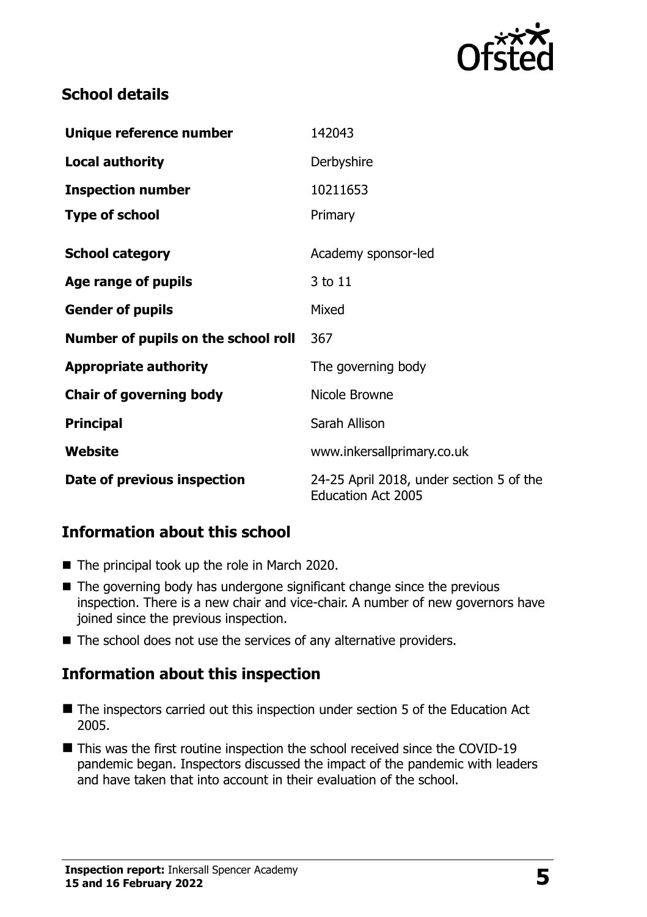## School details

| | |
|---|---|
| **Unique reference number** | 142043 |
| **Local authority** | Derbyshire |
| **Inspection number** | 10211653 |
| **Type of school** | Primary |
| **School category** | Academy sponsor-led |
| **Age range of pupils** | 3 to 11 |
| **Gender of pupils** | Mixed |
| **Number of pupils on the school roll** | 367 |
| **Appropriate authority** | The governing body |
| **Chair of governing body** | Nicole Browne |
| **Principal** | Sarah Allison |
| **Website** | www.inkersallprimary.co.uk |
| **Date of previous inspection** | 24-25 April 2018, under section 5 of the Education Act 2005 |

## Information about this school

- The principal took up the role in March 2020.
- The governing body has undergone significant change since the previous inspection. There is a new chair and vice-chair. A number of new governors have joined since the previous inspection.
- The school does not use the services of any alternative providers.

## Information about this inspection

- The inspectors carried out this inspection under section 5 of the Education Act 2005.
- This was the first routine inspection the school received since the COVID-19 pandemic began. Inspectors discussed the impact of the pandemic with leaders and have taken that into account in their evaluation of the school.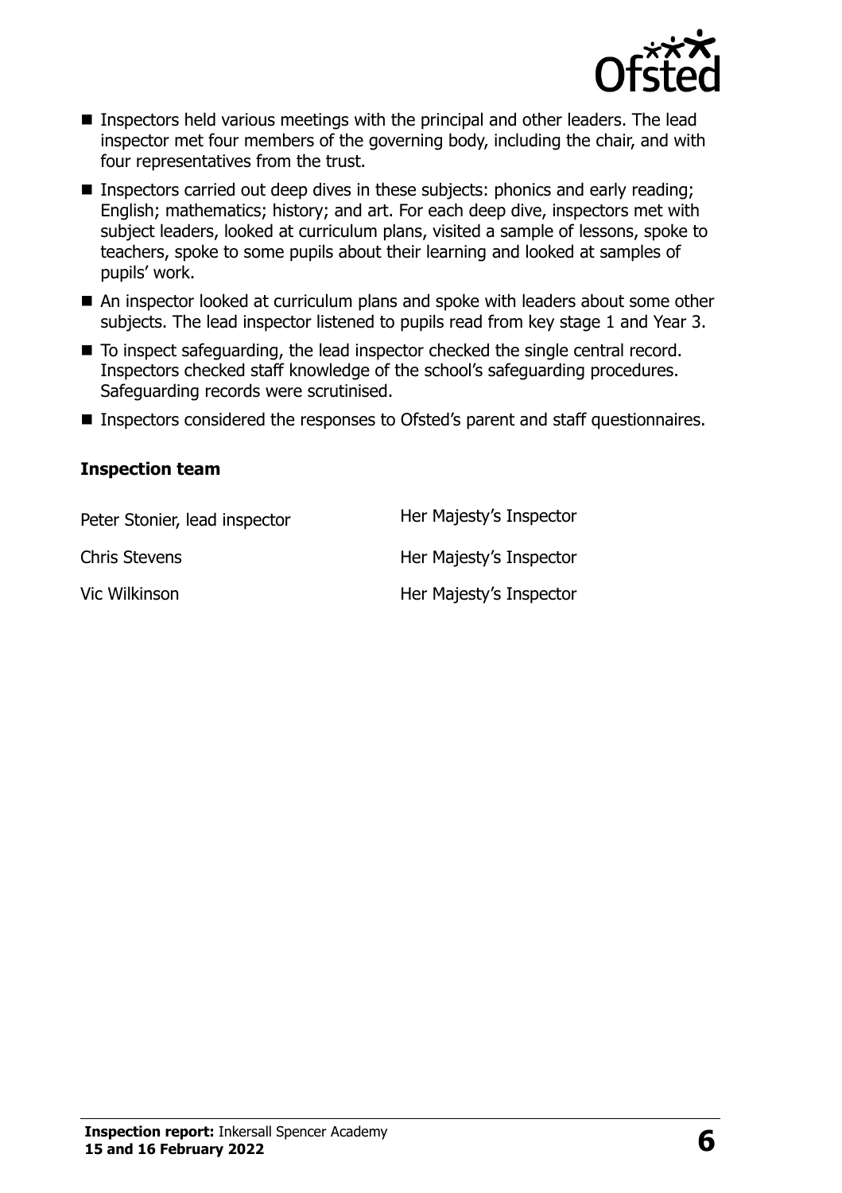- Inspectors held various meetings with the principal and other leaders. The lead inspector met four members of the governing body, including the chair, and with four representatives from the trust.
- Inspectors carried out deep dives in these subjects: phonics and early reading; English; mathematics; history; and art. For each deep dive, inspectors met with subject leaders, looked at curriculum plans, visited a sample of lessons, spoke to teachers, spoke to some pupils about their learning and looked at samples of pupils' work.
- An inspector looked at curriculum plans and spoke with leaders about some other subjects. The lead inspector listened to pupils read from key stage 1 and Year 3.
- To inspect safeguarding, the lead inspector checked the single central record. Inspectors checked staff knowledge of the school's safeguarding procedures. Safeguarding records were scrutinised.
- Inspectors considered the responses to Ofsted's parent and staff questionnaires.

### Inspection team

| | |
|---|---|
| Peter Stonier, lead inspector | Her Majesty's Inspector |
| Chris Stevens | Her Majesty's Inspector |
| Vic Wilkinson | Her Majesty's Inspector |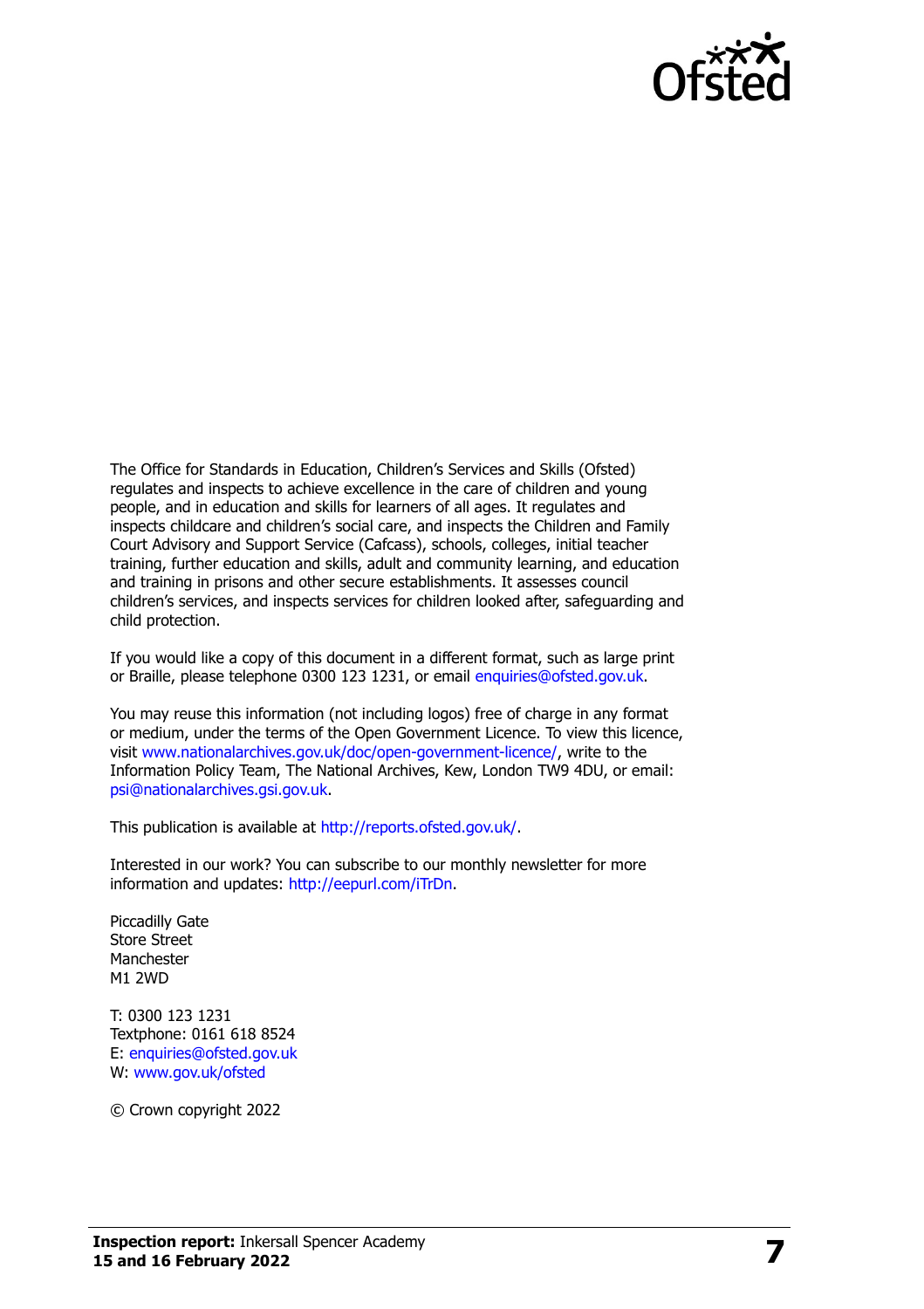The Office for Standards in Education, Children's Services and Skills (Ofsted) regulates and inspects to achieve excellence in the care of children and young people, and in education and skills for learners of all ages. It regulates and inspects childcare and children's social care, and inspects the Children and Family Court Advisory and Support Service (Cafcass), schools, colleges, initial teacher training, further education and skills, adult and community learning, and education and training in prisons and other secure establishments. It assesses council children's services, and inspects services for children looked after, safeguarding and child protection.

If you would like a copy of this document in a different format, such as large print or Braille, please telephone 0300 123 1231, or email enquiries@ofsted.gov.uk.

You may reuse this information (not including logos) free of charge in any format or medium, under the terms of the Open Government Licence. To view this licence, visit www.nationalarchives.gov.uk/doc/open-government-licence/, write to the Information Policy Team, The National Archives, Kew, London TW9 4DU, or email: psi@nationalarchives.gsi.gov.uk.

This publication is available at http://reports.ofsted.gov.uk/.

Interested in our work? You can subscribe to our monthly newsletter for more information and updates: http://eepurl.com/iTrDn.

Piccadilly Gate
Store Street
Manchester
M1 2WD

T: 0300 123 1231
Textphone: 0161 618 8524
E: enquiries@ofsted.gov.uk
W: www.gov.uk/ofsted

© Crown copyright 2022